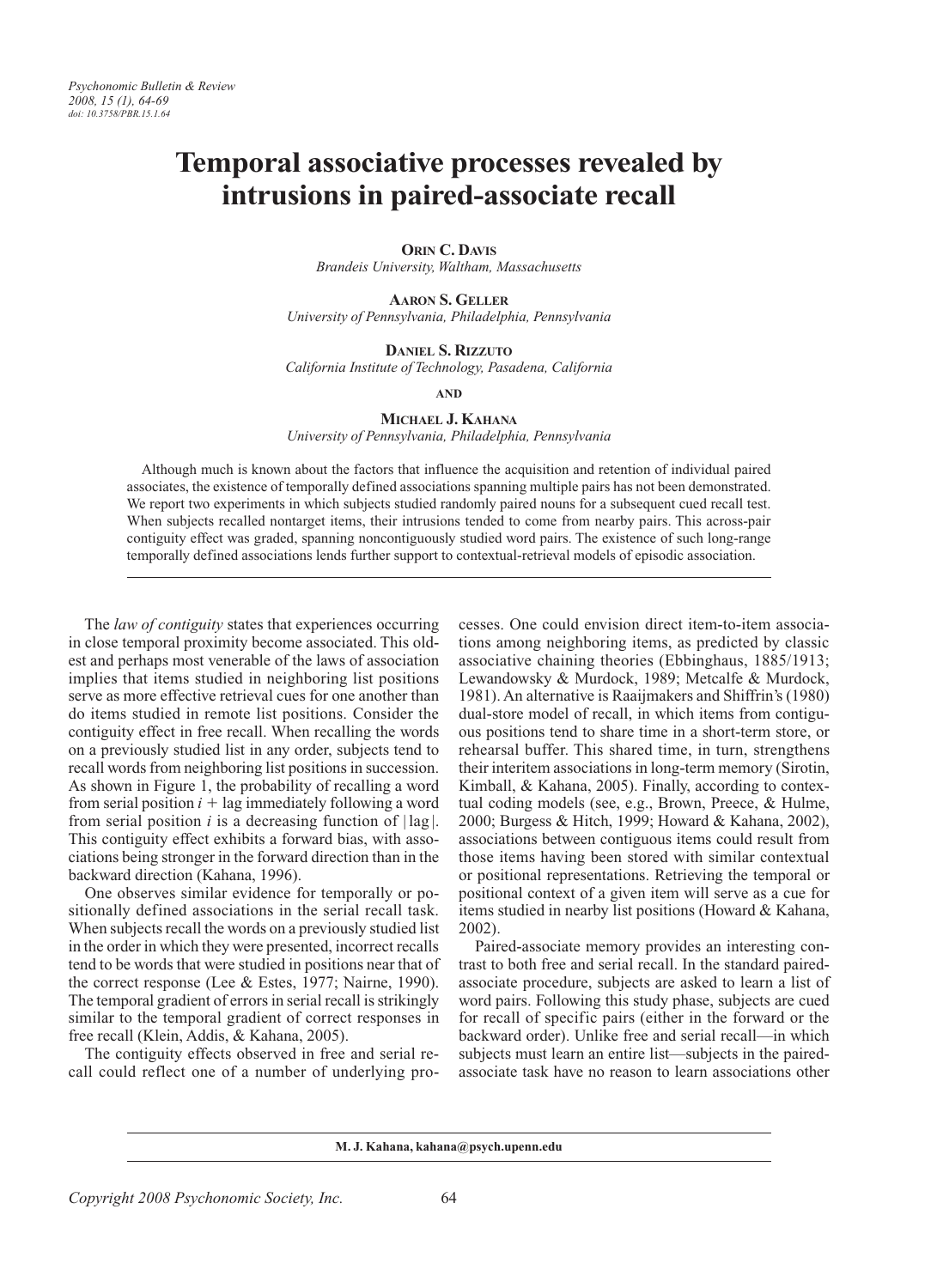# Temporal associative processes revealed by intrusions in paired-associate recall

**ORIN C. DAVIS**
*Brandeis University, Waltham, Massachusetts*

**AARON S. GELLER**
*University of Pennsylvania, Philadelphia, Pennsylvania*

**DANIEL S. RIZZUTO**
*California Institute of Technology, Pasadena, California*

**AND**

**MICHAEL J. KAHANA**
*University of Pennsylvania, Philadelphia, Pennsylvania*

Although much is known about the factors that influence the acquisition and retention of individual paired associates, the existence of temporally defined associations spanning multiple pairs has not been demonstrated. We report two experiments in which subjects studied randomly paired nouns for a subsequent cued recall test. When subjects recalled nontarget items, their intrusions tended to come from nearby pairs. This across-pair contiguity effect was graded, spanning noncontiguously studied word pairs. The existence of such long-range temporally defined associations lends further support to contextual-retrieval models of episodic association.

The *law of contiguity* states that experiences occurring in close temporal proximity become associated. This oldest and perhaps most venerable of the laws of association implies that items studied in neighboring list positions serve as more effective retrieval cues for one another than do items studied in remote list positions. Consider the contiguity effect in free recall. When recalling the words on a previously studied list in any order, subjects tend to recall words from neighboring list positions in succession. As shown in Figure 1, the probability of recalling a word from serial position $i$ + lag immediately following a word from serial position $i$ is a decreasing function of $|\text{lag}|$. This contiguity effect exhibits a forward bias, with associations being stronger in the forward direction than in the backward direction (Kahana, 1996).

One observes similar evidence for temporally or positionally defined associations in the serial recall task. When subjects recall the words on a previously studied list in the order in which they were presented, incorrect recalls tend to be words that were studied in positions near that of the correct response (Lee & Estes, 1977; Nairne, 1990). The temporal gradient of errors in serial recall is strikingly similar to the temporal gradient of correct responses in free recall (Klein, Addis, & Kahana, 2005).

The contiguity effects observed in free and serial recall could reflect one of a number of underlying processes. One could envision direct item-to-item associations among neighboring items, as predicted by classic associative chaining theories (Ebbinghaus, 1885/1913; Lewandowsky & Murdock, 1989; Metcalfe & Murdock, 1981). An alternative is Raaijmakers and Shiffrin's (1980) dual-store model of recall, in which items from contiguous positions tend to share time in a short-term store, or rehearsal buffer. This shared time, in turn, strengthens their interitem associations in long-term memory (Sirotin, Kimball, & Kahana, 2005). Finally, according to contextual coding models (see, e.g., Brown, Preece, & Hulme, 2000; Burgess & Hitch, 1999; Howard & Kahana, 2002), associations between contiguous items could result from those items having been stored with similar contextual or positional representations. Retrieving the temporal or positional context of a given item will serve as a cue for items studied in nearby list positions (Howard & Kahana, 2002).

Paired-associate memory provides an interesting contrast to both free and serial recall. In the standard paired-associate procedure, subjects are asked to learn a list of word pairs. Following this study phase, subjects are cued for recall of specific pairs (either in the forward or the backward order). Unlike free and serial recall—in which subjects must learn an entire list—subjects in the paired-associate task have no reason to learn associations other

M. J. Kahana, kahana@psych.upenn.edu

Copyright 2008 Psychonomic Society, Inc.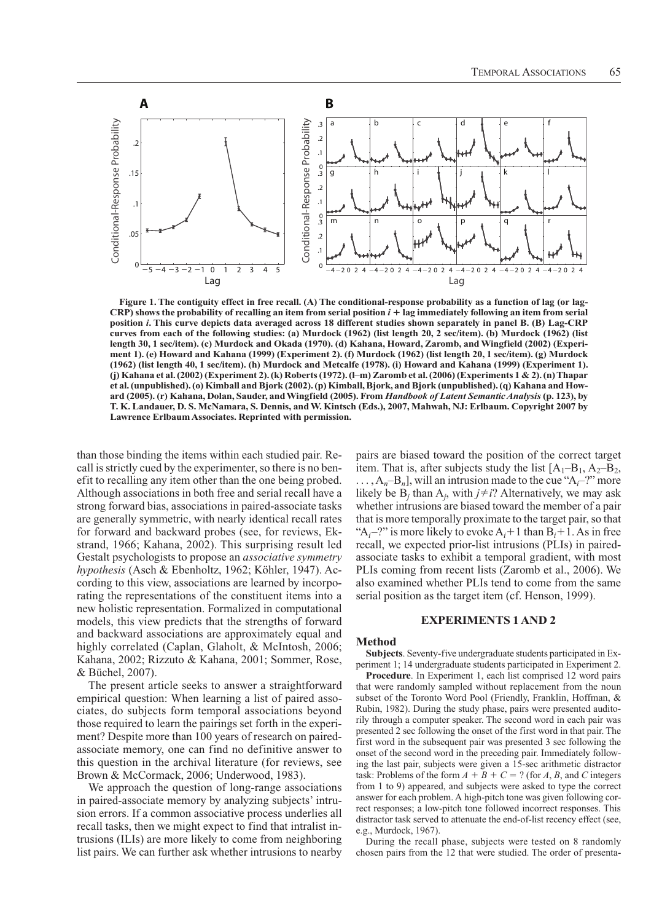**Figure 1. The contiguity effect in free recall. (A) The conditional-response probability as a function of lag (or lag-CRP) shows the probability of recalling an item from serial position $i$ + lag immediately following an item from serial position $i$. This curve depicts data averaged across 18 different studies shown separately in panel B. (B) Lag-CRP curves from each of the following studies: (a) Murdock (1962) (list length 20, 2 sec/item). (b) Murdock (1962) (list length 30, 1 sec/item). (c) Murdock and Okada (1970). (d) Kahana, Howard, Zaromb, and Wingfield (2002) (Experiment 1). (e) Howard and Kahana (1999) (Experiment 2). (f) Murdock (1962) (list length 20, 1 sec/item). (g) Murdock (1962) (list length 40, 1 sec/item). (h) Murdock and Metcalfe (1978). (i) Howard and Kahana (1999) (Experiment 1). (j) Kahana et al. (2002) (Experiment 2). (k) Roberts (1972). (l–m) Zaromb et al. (2006) (Experiments 1 & 2). (n) Thapar et al. (unpublished). (o) Kimball and Bjork (2002). (p) Kimball, Bjork, and Bjork (unpublished). (q) Kahana and Howard (2005). (r) Kahana, Dolan, Sauder, and Wingfield (2005). From *Handbook of Latent Semantic Analysis* (p. 123), by T. K. Landauer, D. S. McNamara, S. Dennis, and W. Kintsch (Eds.), 2007, Mahwah, NJ: Erlbaum. Copyright 2007 by Lawrence Erlbaum Associates. Reprinted with permission.**

than those binding the items within each studied pair. Recall is strictly cued by the experimenter, so there is no benefit to recalling any item other than the one being probed. Although associations in both free and serial recall have a strong forward bias, associations in paired-associate tasks are generally symmetric, with nearly identical recall rates for forward and backward probes (see, for reviews, Ekstrand, 1966; Kahana, 2002). This surprising result led Gestalt psychologists to propose an *associative symmetry hypothesis* (Asch & Ebenholtz, 1962; Köhler, 1947). According to this view, associations are learned by incorporating the representations of the constituent items into a new holistic representation. Formalized in computational models, this view predicts that the strengths of forward and backward associations are approximately equal and highly correlated (Caplan, Glaholt, & McIntosh, 2006; Kahana, 2002; Rizzuto & Kahana, 2001; Sommer, Rose, & Büchel, 2007).

The present article seeks to answer a straightforward empirical question: When learning a list of paired associates, do subjects form temporal associations beyond those required to learn the pairings set forth in the experiment? Despite more than 100 years of research on paired-associate memory, one can find no definitive answer to this question in the archival literature (for reviews, see Brown & McCormack, 2006; Underwood, 1983).

We approach the question of long-range associations in paired-associate memory by analyzing subjects' intrusion errors. If a common associative process underlies all recall tasks, then we might expect to find that intralist intrusions (ILIs) are more likely to come from neighboring list pairs. We can further ask whether intrusions to nearby pairs are biased toward the position of the correct target item. That is, after subjects study the list [$A_1$–$B_1$, $A_2$–$B_2$, . . . , $A_n$–$B_n$], will an intrusion made to the cue "$A_i$–?" more likely be $B_j$ than $A_j$, with $j \neq i$? Alternatively, we may ask whether intrusions are biased toward the member of a pair that is more temporally proximate to the target pair, so that "$A_i$–?" is more likely to evoke $A_i+1$ than $B_i+1$. As in free recall, we expected prior-list intrusions (PLIs) in paired-associate tasks to exhibit a temporal gradient, with most PLIs coming from recent lists (Zaromb et al., 2006). We also examined whether PLIs tend to come from the same serial position as the target item (cf. Henson, 1999).

## EXPERIMENTS 1 AND 2

### Method

**Subjects**. Seventy-five undergraduate students participated in Experiment 1; 14 undergraduate students participated in Experiment 2.

**Procedure**. In Experiment 1, each list comprised 12 word pairs that were randomly sampled without replacement from the noun subset of the Toronto Word Pool (Friendly, Franklin, Hoffman, & Rubin, 1982). During the study phase, pairs were presented auditorily through a computer speaker. The second word in each pair was presented 2 sec following the onset of the first word in that pair. The first word in the subsequent pair was presented 3 sec following the onset of the second word in the preceding pair. Immediately following the last pair, subjects were given a 15-sec arithmetic distractor task: Problems of the form $A + B + C = ?$ (for $A$, $B$, and $C$ integers from 1 to 9) appeared, and subjects were asked to type the correct answer for each problem. A high-pitch tone was given following correct responses; a low-pitch tone followed incorrect responses. This distractor task served to attenuate the end-of-list recency effect (see, e.g., Murdock, 1967).

During the recall phase, subjects were tested on 8 randomly chosen pairs from the 12 that were studied. The order of presenta-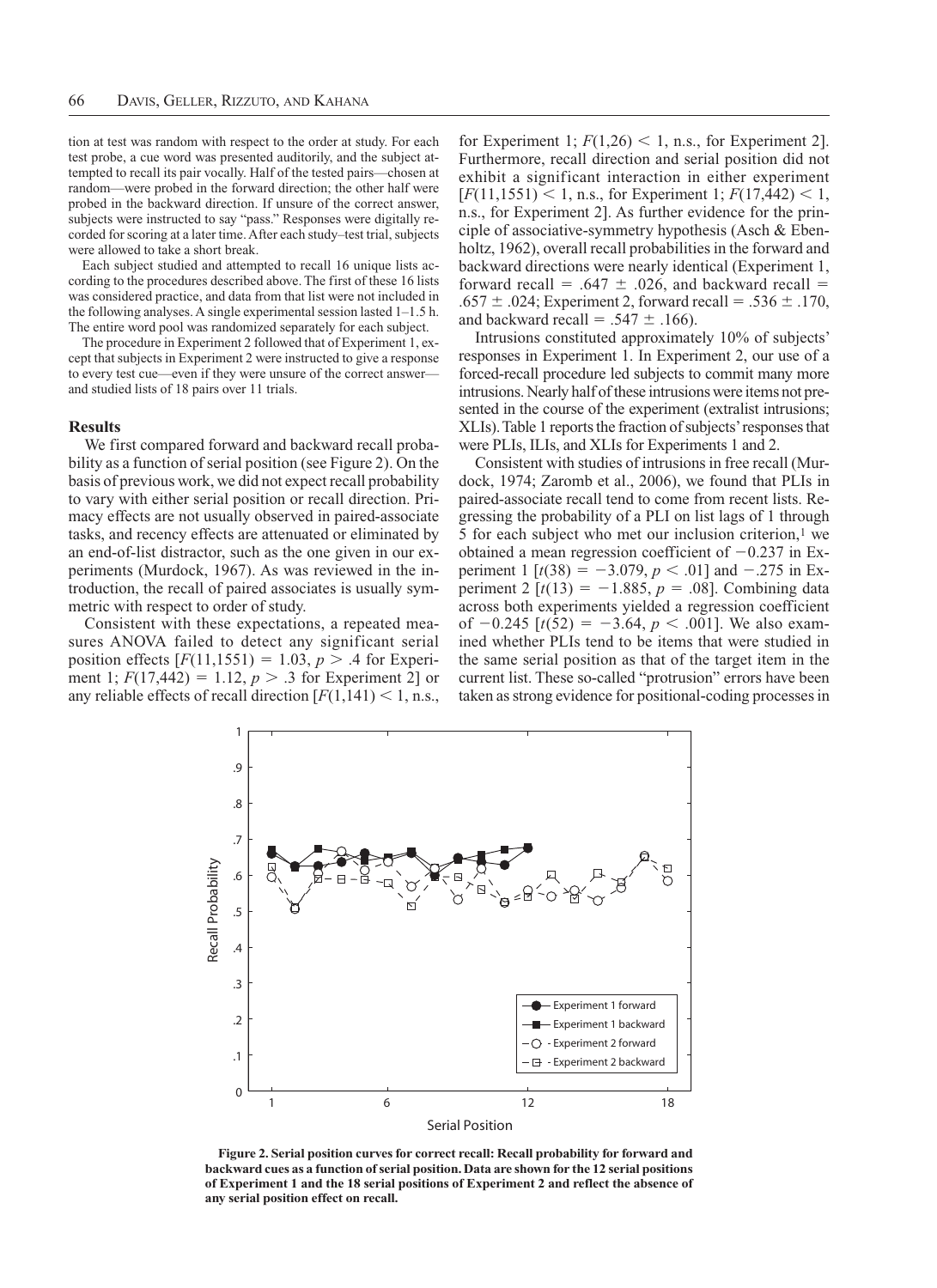tion at test was random with respect to the order at study. For each test probe, a cue word was presented auditorily, and the subject attempted to recall its pair vocally. Half of the tested pairs—chosen at random—were probed in the forward direction; the other half were probed in the backward direction. If unsure of the correct answer, subjects were instructed to say "pass." Responses were digitally recorded for scoring at a later time. After each study–test trial, subjects were allowed to take a short break.

Each subject studied and attempted to recall 16 unique lists according to the procedures described above. The first of these 16 lists was considered practice, and data from that list were not included in the following analyses. A single experimental session lasted 1–1.5 h. The entire word pool was randomized separately for each subject.

The procedure in Experiment 2 followed that of Experiment 1, except that subjects in Experiment 2 were instructed to give a response to every test cue—even if they were unsure of the correct answer—and studied lists of 18 pairs over 11 trials.

### Results

We first compared forward and backward recall probability as a function of serial position (see Figure 2). On the basis of previous work, we did not expect recall probability to vary with either serial position or recall direction. Primacy effects are not usually observed in paired-associate tasks, and recency effects are attenuated or eliminated by an end-of-list distractor, such as the one given in our experiments (Murdock, 1967). As was reviewed in the introduction, the recall of paired associates is usually symmetric with respect to order of study.

Consistent with these expectations, a repeated measures ANOVA failed to detect any significant serial position effects [$F(11,1551) = 1.03$, $p > .4$ for Experiment 1; $F(17,442) = 1.12$, $p > .3$ for Experiment 2] or any reliable effects of recall direction [$F(1,141) < 1$, n.s., for Experiment 1; $F(1,26) < 1$, n.s., for Experiment 2]. Furthermore, recall direction and serial position did not exhibit a significant interaction in either experiment [$F(11,1551) < 1$, n.s., for Experiment 1; $F(17,442) < 1$, n.s., for Experiment 2]. As further evidence for the principle of associative-symmetry hypothesis (Asch & Ebenholtz, 1962), overall recall probabilities in the forward and backward directions were nearly identical (Experiment 1, forward recall = .647 ± .026, and backward recall = .657 ± .024; Experiment 2, forward recall = .536 ± .170, and backward recall = .547 ± .166).

Intrusions constituted approximately 10% of subjects' responses in Experiment 1. In Experiment 2, our use of a forced-recall procedure led subjects to commit many more intrusions. Nearly half of these intrusions were items not presented in the course of the experiment (extralist intrusions; XLIs). Table 1 reports the fraction of subjects' responses that were PLIs, ILIs, and XLIs for Experiments 1 and 2.

Consistent with studies of intrusions in free recall (Murdock, 1974; Zaromb et al., 2006), we found that PLIs in paired-associate recall tend to come from recent lists. Regressing the probability of a PLI on list lags of 1 through 5 for each subject who met our inclusion criterion,[1] we obtained a mean regression coefficient of −0.237 in Experiment 1 [$t(38) = -3.079$, $p < .01$] and −.275 in Experiment 2 [$t(13) = -1.885$, $p = .08$]. Combining data across both experiments yielded a regression coefficient of −0.245 [$t(52) = -3.64$, $p < .001$]. We also examined whether PLIs tend to be items that were studied in the same serial position as that of the target item in the current list. These so-called "protrusion" errors have been taken as strong evidence for positional-coding processes in

**Figure 2. Serial position curves for correct recall: Recall probability for forward and backward cues as a function of serial position. Data are shown for the 12 serial positions of Experiment 1 and the 18 serial positions of Experiment 2 and reflect the absence of any serial position effect on recall.**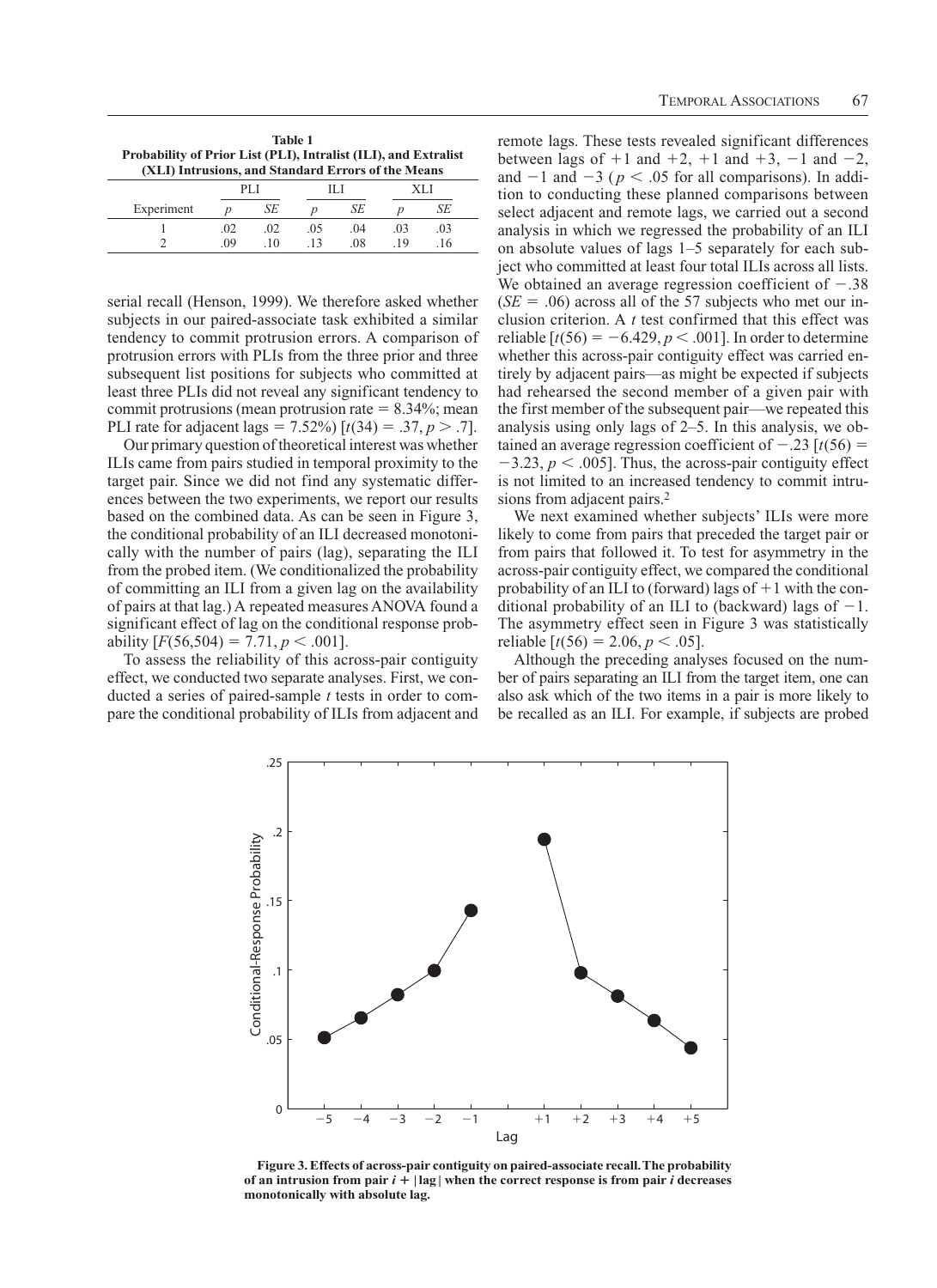**Table 1**
**Probability of Prior List (PLI), Intralist (ILI), and Extralist (XLI) Intrusions, and Standard Errors of the Means**

| | PLI | | ILI | | XLI | |
|---|---|---|---|---|---|---|
| Experiment | *p* | *SE* | *p* | *SE* | *p* | *SE* |
| 1 | .02 | .02 | .05 | .04 | .03 | .03 |
| 2 | .09 | .10 | .13 | .08 | .19 | .16 |

serial recall (Henson, 1999). We therefore asked whether subjects in our paired-associate task exhibited a similar tendency to commit protrusion errors. A comparison of protrusion errors with PLIs from the three prior and three subsequent list positions for subjects who committed at least three PLIs did not reveal any significant tendency to commit protrusions (mean protrusion rate = 8.34%; mean PLI rate for adjacent lags = 7.52%) [$t(34) = .37, p > .7$].

Our primary question of theoretical interest was whether ILIs came from pairs studied in temporal proximity to the target pair. Since we did not find any systematic differences between the two experiments, we report our results based on the combined data. As can be seen in Figure 3, the conditional probability of an ILI decreased monotonically with the number of pairs (lag), separating the ILI from the probed item. (We conditionalized the probability of committing an ILI from a given lag on the availability of pairs at that lag.) A repeated measures ANOVA found a significant effect of lag on the conditional response probability [$F(56,504) = 7.71, p < .001$].

To assess the reliability of this across-pair contiguity effect, we conducted two separate analyses. First, we conducted a series of paired-sample *t* tests in order to compare the conditional probability of ILIs from adjacent and remote lags. These tests revealed significant differences between lags of +1 and +2, +1 and +3, −1 and −2, and −1 and −3 ($p < .05$ for all comparisons). In addition to conducting these planned comparisons between select adjacent and remote lags, we carried out a second analysis in which we regressed the probability of an ILI on absolute values of lags 1–5 separately for each subject who committed at least four total ILIs across all lists. We obtained an average regression coefficient of −.38 ($SE = .06$) across all of the 57 subjects who met our inclusion criterion. A *t* test confirmed that this effect was reliable [$t(56) = -6.429, p < .001$]. In order to determine whether this across-pair contiguity effect was carried entirely by adjacent pairs—as might be expected if subjects had rehearsed the second member of a given pair with the first member of the subsequent pair—we repeated this analysis using only lags of 2–5. In this analysis, we obtained an average regression coefficient of −.23 [$t(56) = -3.23, p < .005$]. Thus, the across-pair contiguity effect is not limited to an increased tendency to commit intrusions from adjacent pairs.[2]

We next examined whether subjects' ILIs were more likely to come from pairs that preceded the target pair or from pairs that followed it. To test for asymmetry in the across-pair contiguity effect, we compared the conditional probability of an ILI to (forward) lags of +1 with the conditional probability of an ILI to (backward) lags of −1. The asymmetry effect seen in Figure 3 was statistically reliable [$t(56) = 2.06, p < .05$].

Although the preceding analyses focused on the number of pairs separating an ILI from the target item, one can also ask which of the two items in a pair is more likely to be recalled as an ILI. For example, if subjects are probed

**Figure 3. Effects of across-pair contiguity on paired-associate recall. The probability of an intrusion from pair $i + |\text{lag}|$ when the correct response is from pair $i$ decreases monotonically with absolute lag.**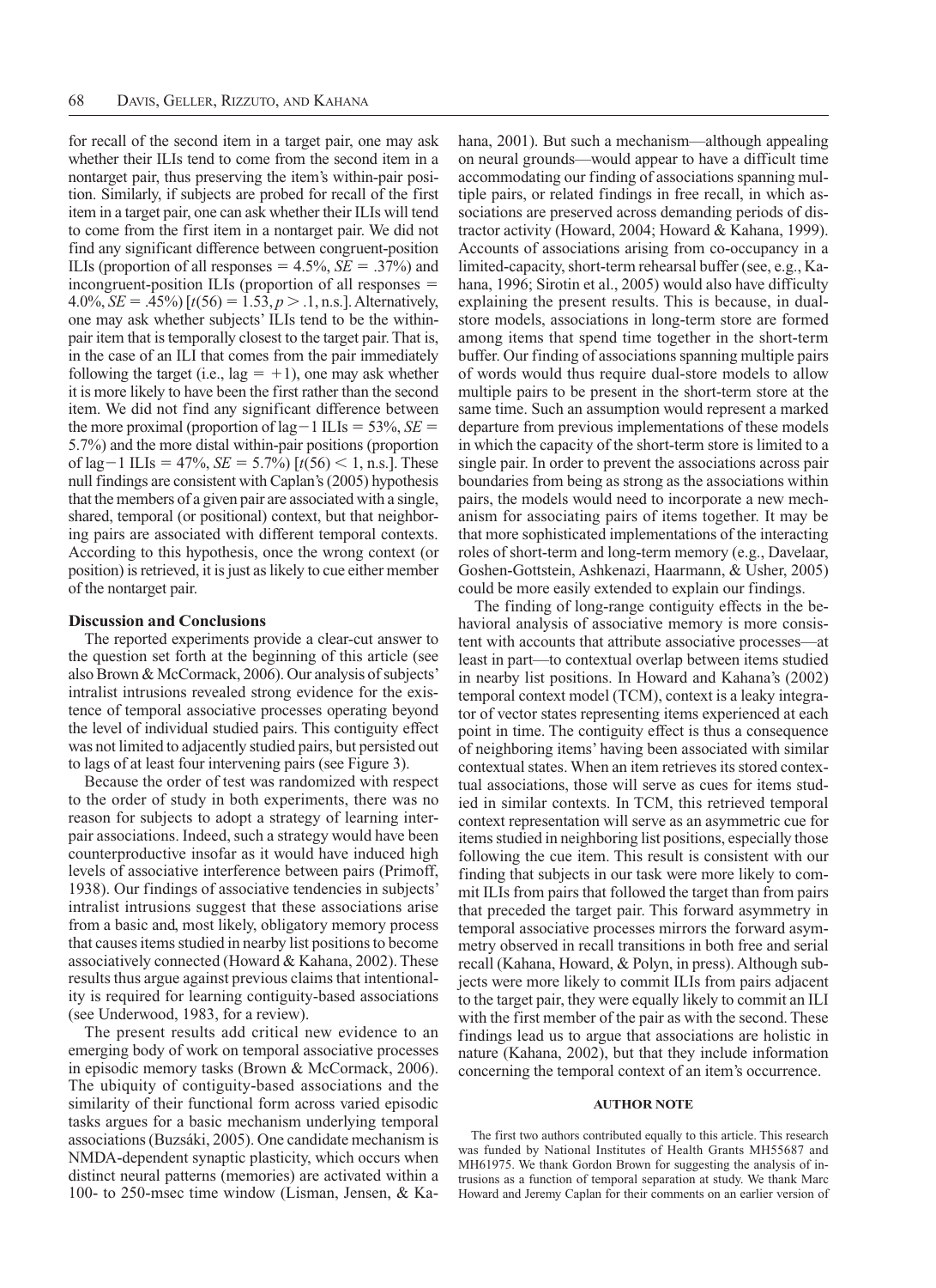for recall of the second item in a target pair, one may ask whether their ILIs tend to come from the second item in a nontarget pair, thus preserving the item's within-pair position. Similarly, if subjects are probed for recall of the first item in a target pair, one can ask whether their ILIs will tend to come from the first item in a nontarget pair. We did not find any significant difference between congruent-position ILIs (proportion of all responses = 4.5%, $SE$ = .37%) and incongruent-position ILIs (proportion of all responses = 4.0%, $SE$ = .45%) [$t(56) = 1.53$, $p > .1$, n.s.]. Alternatively, one may ask whether subjects' ILIs tend to be the within-pair item that is temporally closest to the target pair. That is, in the case of an ILI that comes from the pair immediately following the target (i.e., lag = +1), one may ask whether it is more likely to have been the first rather than the second item. We did not find any significant difference between the more proximal (proportion of lag−1 ILIs = 53%, $SE$ = 5.7%) and the more distal within-pair positions (proportion of lag−1 ILIs = 47%, $SE$ = 5.7%) [$t(56) < 1$, n.s.]. These null findings are consistent with Caplan's (2005) hypothesis that the members of a given pair are associated with a single, shared, temporal (or positional) context, but that neighboring pairs are associated with different temporal contexts. According to this hypothesis, once the wrong context (or position) is retrieved, it is just as likely to cue either member of the nontarget pair.

## Discussion and Conclusions

The reported experiments provide a clear-cut answer to the question set forth at the beginning of this article (see also Brown & McCormack, 2006). Our analysis of subjects' intralist intrusions revealed strong evidence for the existence of temporal associative processes operating beyond the level of individual studied pairs. This contiguity effect was not limited to adjacently studied pairs, but persisted out to lags of at least four intervening pairs (see Figure 3).

Because the order of test was randomized with respect to the order of study in both experiments, there was no reason for subjects to adopt a strategy of learning interpair associations. Indeed, such a strategy would have been counterproductive insofar as it would have induced high levels of associative interference between pairs (Primoff, 1938). Our findings of associative tendencies in subjects' intralist intrusions suggest that these associations arise from a basic and, most likely, obligatory memory process that causes items studied in nearby list positions to become associatively connected (Howard & Kahana, 2002). These results thus argue against previous claims that intentionality is required for learning contiguity-based associations (see Underwood, 1983, for a review).

The present results add critical new evidence to an emerging body of work on temporal associative processes in episodic memory tasks (Brown & McCormack, 2006). The ubiquity of contiguity-based associations and the similarity of their functional form across varied episodic tasks argues for a basic mechanism underlying temporal associations (Buzsáki, 2005). One candidate mechanism is NMDA-dependent synaptic plasticity, which occurs when distinct neural patterns (memories) are activated within a 100- to 250-msec time window (Lisman, Jensen, & Kahana, 2001). But such a mechanism—although appealing on neural grounds—would appear to have a difficult time accommodating our finding of associations spanning multiple pairs, or related findings in free recall, in which associations are preserved across demanding periods of distractor activity (Howard, 2004; Howard & Kahana, 1999). Accounts of associations arising from co-occupancy in a limited-capacity, short-term rehearsal buffer (see, e.g., Kahana, 1996; Sirotin et al., 2005) would also have difficulty explaining the present results. This is because, in dual-store models, associations in long-term store are formed among items that spend time together in the short-term buffer. Our finding of associations spanning multiple pairs of words would thus require dual-store models to allow multiple pairs to be present in the short-term store at the same time. Such an assumption would represent a marked departure from previous implementations of these models in which the capacity of the short-term store is limited to a single pair. In order to prevent the associations across pair boundaries from being as strong as the associations within pairs, the models would need to incorporate a new mechanism for associating pairs of items together. It may be that more sophisticated implementations of the interacting roles of short-term and long-term memory (e.g., Davelaar, Goshen-Gottstein, Ashkenazi, Haarmann, & Usher, 2005) could be more easily extended to explain our findings.

The finding of long-range contiguity effects in the behavioral analysis of associative memory is more consistent with accounts that attribute associative processes—at least in part—to contextual overlap between items studied in nearby list positions. In Howard and Kahana's (2002) temporal context model (TCM), context is a leaky integrator of vector states representing items experienced at each point in time. The contiguity effect is thus a consequence of neighboring items' having been associated with similar contextual states. When an item retrieves its stored contextual associations, those will serve as cues for items studied in similar contexts. In TCM, this retrieved temporal context representation will serve as an asymmetric cue for items studied in neighboring list positions, especially those following the cue item. This result is consistent with our finding that subjects in our task were more likely to commit ILIs from pairs that followed the target than from pairs that preceded the target pair. This forward asymmetry in temporal associative processes mirrors the forward asymmetry observed in recall transitions in both free and serial recall (Kahana, Howard, & Polyn, in press). Although subjects were more likely to commit ILIs from pairs adjacent to the target pair, they were equally likely to commit an ILI with the first member of the pair as with the second. These findings lead us to argue that associations are holistic in nature (Kahana, 2002), but that they include information concerning the temporal context of an item's occurrence.

### AUTHOR NOTE

The first two authors contributed equally to this article. This research was funded by National Institutes of Health Grants MH55687 and MH61975. We thank Gordon Brown for suggesting the analysis of intrusions as a function of temporal separation at study. We thank Marc Howard and Jeremy Caplan for their comments on an earlier version of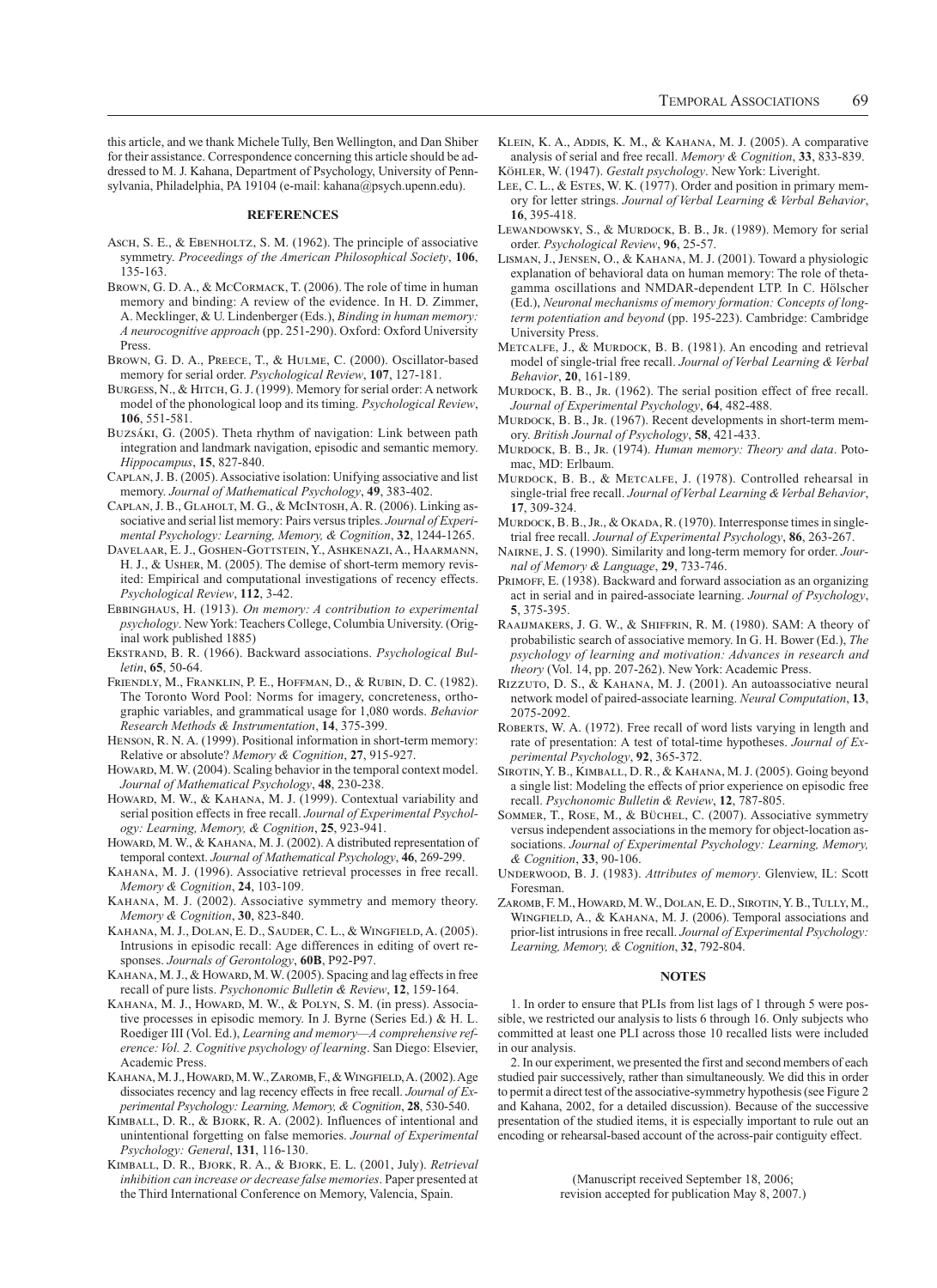this article, and we thank Michele Tully, Ben Wellington, and Dan Shiber for their assistance. Correspondence concerning this article should be addressed to M. J. Kahana, Department of Psychology, University of Pennsylvania, Philadelphia, PA 19104 (e-mail: kahana@psych.upenn.edu).

## REFERENCES

Asch, S. E., & Ebenholtz, S. M. (1962). The principle of associative symmetry. *Proceedings of the American Philosophical Society*, **106**, 135-163.

Brown, G. D. A., & McCormack, T. (2006). The role of time in human memory and binding: A review of the evidence. In H. D. Zimmer, A. Mecklinger, & U. Lindenberger (Eds.), *Binding in human memory: A neurocognitive approach* (pp. 251-290). Oxford: Oxford University Press.

Brown, G. D. A., Preece, T., & Hulme, C. (2000). Oscillator-based memory for serial order. *Psychological Review*, **107**, 127-181.

Burgess, N., & Hitch, G. J. (1999). Memory for serial order: A network model of the phonological loop and its timing. *Psychological Review*, **106**, 551-581.

Buzsáki, G. (2005). Theta rhythm of navigation: Link between path integration and landmark navigation, episodic and semantic memory. *Hippocampus*, **15**, 827-840.

Caplan, J. B. (2005). Associative isolation: Unifying associative and list memory. *Journal of Mathematical Psychology*, **49**, 383-402.

Caplan, J. B., Glaholt, M. G., & McIntosh, A. R. (2006). Linking associative and serial list memory: Pairs versus triples. *Journal of Experimental Psychology: Learning, Memory, & Cognition*, **32**, 1244-1265.

Davelaar, E. J., Goshen-Gottstein, Y., Ashkenazi, A., Haarmann, H. J., & Usher, M. (2005). The demise of short-term memory revisited: Empirical and computational investigations of recency effects. *Psychological Review*, **112**, 3-42.

Ebbinghaus, H. (1913). *On memory: A contribution to experimental psychology*. New York: Teachers College, Columbia University. (Original work published 1885)

Ekstrand, B. R. (1966). Backward associations. *Psychological Bulletin*, **65**, 50-64.

Friendly, M., Franklin, P. E., Hoffman, D., & Rubin, D. C. (1982). The Toronto Word Pool: Norms for imagery, concreteness, orthographic variables, and grammatical usage for 1,080 words. *Behavior Research Methods & Instrumentation*, **14**, 375-399.

Henson, R. N. A. (1999). Positional information in short-term memory: Relative or absolute? *Memory & Cognition*, **27**, 915-927.

Howard, M. W. (2004). Scaling behavior in the temporal context model. *Journal of Mathematical Psychology*, **48**, 230-238.

Howard, M. W., & Kahana, M. J. (1999). Contextual variability and serial position effects in free recall. *Journal of Experimental Psychology: Learning, Memory, & Cognition*, **25**, 923-941.

Howard, M. W., & Kahana, M. J. (2002). A distributed representation of temporal context. *Journal of Mathematical Psychology*, **46**, 269-299.

Kahana, M. J. (1996). Associative retrieval processes in free recall. *Memory & Cognition*, **24**, 103-109.

Kahana, M. J. (2002). Associative symmetry and memory theory. *Memory & Cognition*, **30**, 823-840.

Kahana, M. J., Dolan, E. D., Sauder, C. L., & Wingfield, A. (2005). Intrusions in episodic recall: Age differences in editing of overt responses. *Journals of Gerontology*, **60B**, P92-P97.

Kahana, M. J., & Howard, M. W. (2005). Spacing and lag effects in free recall of pure lists. *Psychonomic Bulletin & Review*, **12**, 159-164.

Kahana, M. J., Howard, M. W., & Polyn, S. M. (in press). Associative processes in episodic memory. In J. Byrne (Series Ed.) & H. L. Roediger III (Vol. Ed.), *Learning and memory—A comprehensive reference: Vol. 2. Cognitive psychology of learning*. San Diego: Elsevier, Academic Press.

Kahana, M. J., Howard, M. W., Zaromb, F., & Wingfield, A. (2002). Age dissociates recency and lag recency effects in free recall. *Journal of Experimental Psychology: Learning, Memory, & Cognition*, **28**, 530-540.

Kimball, D. R., & Bjork, R. A. (2002). Influences of intentional and unintentional forgetting on false memories. *Journal of Experimental Psychology: General*, **131**, 116-130.

Kimball, D. R., Bjork, R. A., & Bjork, E. L. (2001, July). *Retrieval inhibition can increase or decrease false memories*. Paper presented at the Third International Conference on Memory, Valencia, Spain.

Klein, K. A., Addis, K. M., & Kahana, M. J. (2005). A comparative analysis of serial and free recall. *Memory & Cognition*, **33**, 833-839.

Köhler, W. (1947). *Gestalt psychology*. New York: Liveright.

Lee, C. L., & Estes, W. K. (1977). Order and position in primary memory for letter strings. *Journal of Verbal Learning & Verbal Behavior*, **16**, 395-418.

Lewandowsky, S., & Murdock, B. B., Jr. (1989). Memory for serial order. *Psychological Review*, **96**, 25-57.

Lisman, J., Jensen, O., & Kahana, M. J. (2001). Toward a physiologic explanation of behavioral data on human memory: The role of theta-gamma oscillations and NMDAR-dependent LTP. In C. Hölscher (Ed.), *Neuronal mechanisms of memory formation: Concepts of long-term potentiation and beyond* (pp. 195-223). Cambridge: Cambridge University Press.

Metcalfe, J., & Murdock, B. B. (1981). An encoding and retrieval model of single-trial free recall. *Journal of Verbal Learning & Verbal Behavior*, **20**, 161-189.

Murdock, B. B., Jr. (1962). The serial position effect of free recall. *Journal of Experimental Psychology*, **64**, 482-488.

Murdock, B. B., Jr. (1967). Recent developments in short-term memory. *British Journal of Psychology*, **58**, 421-433.

Murdock, B. B., Jr. (1974). *Human memory: Theory and data*. Potomac, MD: Erlbaum.

Murdock, B. B., & Metcalfe, J. (1978). Controlled rehearsal in single-trial free recall. *Journal of Verbal Learning & Verbal Behavior*, **17**, 309-324.

Murdock, B. B., Jr., & Okada, R. (1970). Interresponse times in single-trial free recall. *Journal of Experimental Psychology*, **86**, 263-267.

Nairne, J. S. (1990). Similarity and long-term memory for order. *Journal of Memory & Language*, **29**, 733-746.

Primoff, E. (1938). Backward and forward association as an organizing act in serial and in paired-associate learning. *Journal of Psychology*, **5**, 375-395.

Raaijmakers, J. G. W., & Shiffrin, R. M. (1980). SAM: A theory of probabilistic search of associative memory. In G. H. Bower (Ed.), *The psychology of learning and motivation: Advances in research and theory* (Vol. 14, pp. 207-262). New York: Academic Press.

Rizzuto, D. S., & Kahana, M. J. (2001). An autoassociative neural network model of paired-associate learning. *Neural Computation*, **13**, 2075-2092.

Roberts, W. A. (1972). Free recall of word lists varying in length and rate of presentation: A test of total-time hypotheses. *Journal of Experimental Psychology*, **92**, 365-372.

Sirotin, Y. B., Kimball, D. R., & Kahana, M. J. (2005). Going beyond a single list: Modeling the effects of prior experience on episodic free recall. *Psychonomic Bulletin & Review*, **12**, 787-805.

Sommer, T., Rose, M., & Büchel, C. (2007). Associative symmetry versus independent associations in the memory for object-location associations. *Journal of Experimental Psychology: Learning, Memory, & Cognition*, **33**, 90-106.

Underwood, B. J. (1983). *Attributes of memory*. Glenview, IL: Scott Foresman.

Zaromb, F. M., Howard, M. W., Dolan, E. D., Sirotin, Y. B., Tully, M., Wingfield, A., & Kahana, M. J. (2006). Temporal associations and prior-list intrusions in free recall. *Journal of Experimental Psychology: Learning, Memory, & Cognition*, **32**, 792-804.

## NOTES

1. In order to ensure that PLIs from list lags of 1 through 5 were possible, we restricted our analysis to lists 6 through 16. Only subjects who committed at least one PLI across those 10 recalled lists were included in our analysis.

2. In our experiment, we presented the first and second members of each studied pair successively, rather than simultaneously. We did this in order to permit a direct test of the associative-symmetry hypothesis (see Figure 2 and Kahana, 2002, for a detailed discussion). Because of the successive presentation of the studied items, it is especially important to rule out an encoding or rehearsal-based account of the across-pair contiguity effect.

(Manuscript received September 18, 2006;
revision accepted for publication May 8, 2007.)